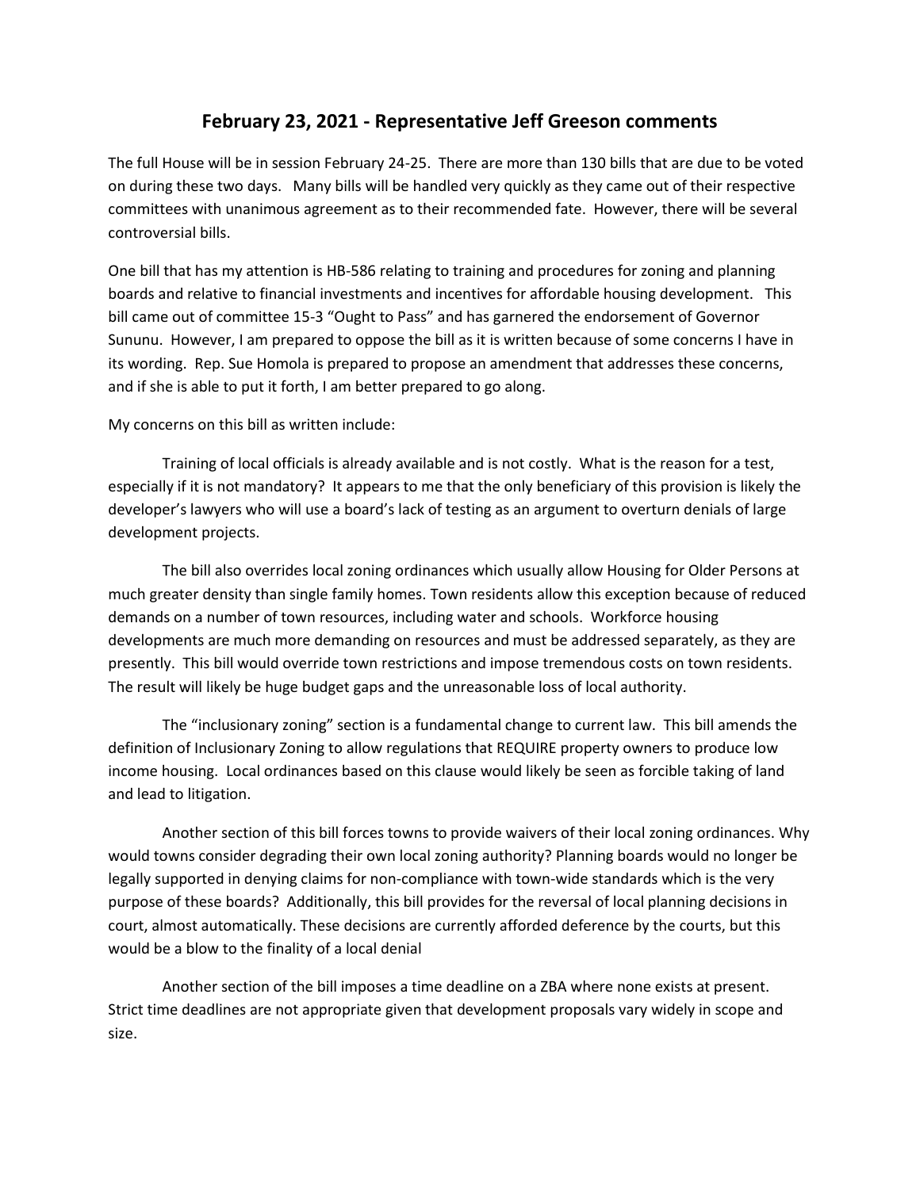# February 23, 2021 - Representative Jeff Greeson comments

The full House will be in session February 24-25. There are more than 130 bills that are due to be voted on during these two days. Many bills will be handled very quickly as they came out of their respective committees with unanimous agreement as to their recommended fate. However, there will be several controversial bills.

One bill that has my attention is HB-586 relating to training and procedures for zoning and planning boards and relative to financial investments and incentives for affordable housing development. This bill came out of committee 15-3 "Ought to Pass" and has garnered the endorsement of Governor Sununu. However, I am prepared to oppose the bill as it is written because of some concerns I have in its wording. Rep. Sue Homola is prepared to propose an amendment that addresses these concerns, and if she is able to put it forth, I am better prepared to go along.

My concerns on this bill as written include:

Training of local officials is already available and is not costly. What is the reason for a test, especially if it is not mandatory? It appears to me that the only beneficiary of this provision is likely the developer's lawyers who will use a board's lack of testing as an argument to overturn denials of large development projects.

The bill also overrides local zoning ordinances which usually allow Housing for Older Persons at much greater density than single family homes. Town residents allow this exception because of reduced demands on a number of town resources, including water and schools. Workforce housing developments are much more demanding on resources and must be addressed separately, as they are presently. This bill would override town restrictions and impose tremendous costs on town residents. The result will likely be huge budget gaps and the unreasonable loss of local authority.

The "inclusionary zoning" section is a fundamental change to current law. This bill amends the definition of Inclusionary Zoning to allow regulations that REQUIRE property owners to produce low income housing. Local ordinances based on this clause would likely be seen as forcible taking of land and lead to litigation.

Another section of this bill forces towns to provide waivers of their local zoning ordinances. Why would towns consider degrading their own local zoning authority? Planning boards would no longer be legally supported in denying claims for non-compliance with town-wide standards which is the very purpose of these boards? Additionally, this bill provides for the reversal of local planning decisions in court, almost automatically. These decisions are currently afforded deference by the courts, but this would be a blow to the finality of a local denial

Another section of the bill imposes a time deadline on a ZBA where none exists at present. Strict time deadlines are not appropriate given that development proposals vary widely in scope and size.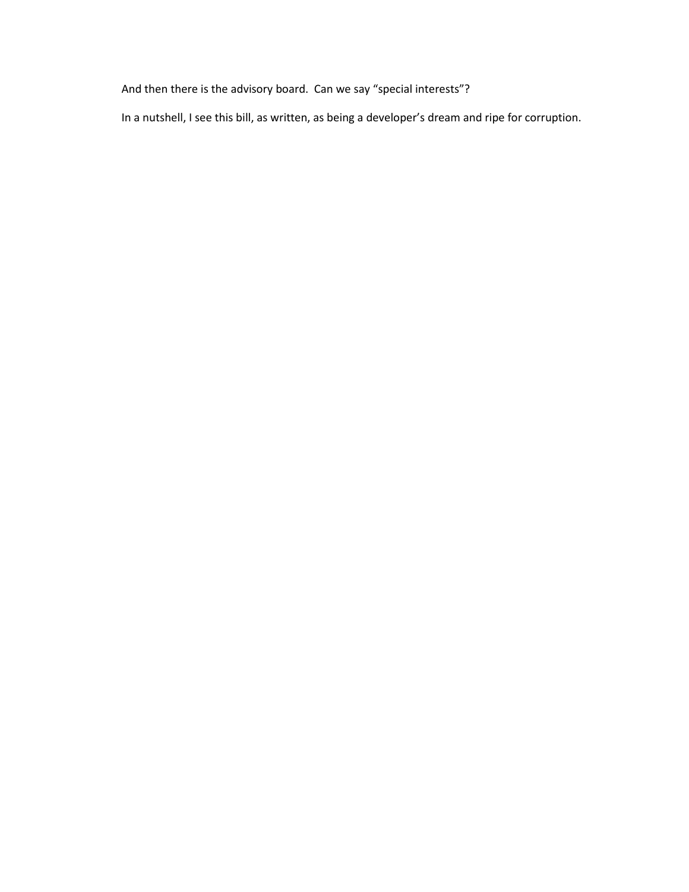And then there is the advisory board. Can we say "special interests"?

In a nutshell, I see this bill, as written, as being a developer's dream and ripe for corruption.